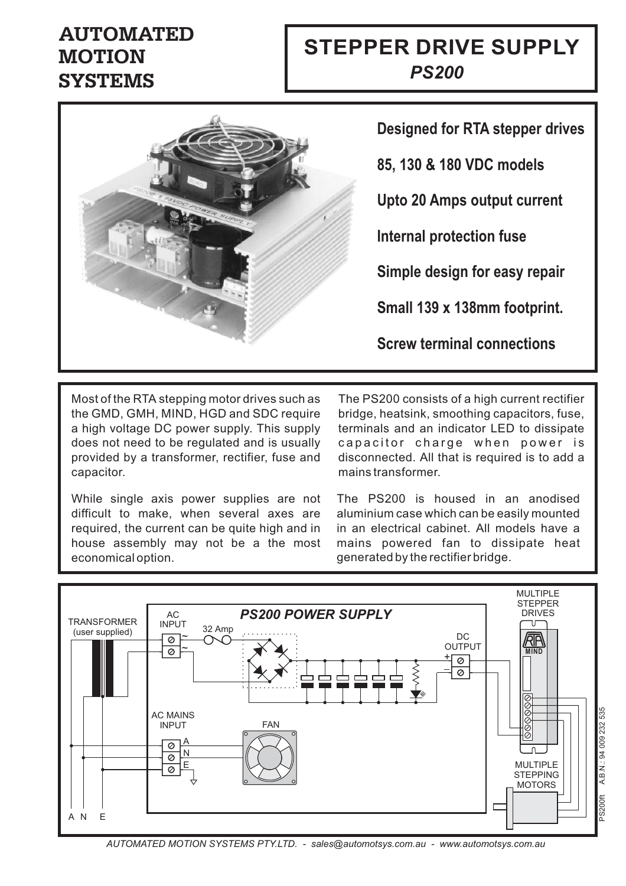# AUTOMATED MOTION SYSTEMS

# STEPPER DRIVE SUPPLY

## *PS200*

**Designed for RTA stepper drives**

**85, 130 & 180 VDC models**

**Upto 20 Amps output current**

**Internal protection fuse**

**Simple design for easy repair**

**Small 139 x 138mm footprint.**

**Screw terminal connections**

Most of the RTA stepping motor drives such as the GMD, GMH, MIND, HGD and SDC require a high voltage DC power supply. This supply does not need to be regulated and is usually provided by a transformer, rectifier, fuse and capacitor.

While single axis power supplies are not difficult to make, when several axes are required, the current can be quite high and in house assembly may not be a the most economical option.

The PS200 consists of a high current rectifier bridge, heatsink, smoothing capacitors, fuse, terminals and an indicator LED to dissipate capacitor charge when power is disconnected. All that is required is to add a mains transformer.

The PS200 is housed in an anodised aluminium case which can be easily mounted in an electrical cabinet. All models have a mains powered fan to dissipate heat generated by the rectifier bridge.

*PS200 POWER SUPPLY*

TRANSFORMER (user supplied)

AC INPUT

32 Amp

DC OUTPUT

AC MAINS INPUT

A N E

FAN

MULTIPLE STEPPER DRIVES

MIND

MULTIPLE STEPPING MOTORS

A N E

PS200ft A.B.N.: 94 009 232 535

*AUTOMATED MOTION SYSTEMS PTY.LTD. - sales@automotsys.com.au - www.automotsys.com.au*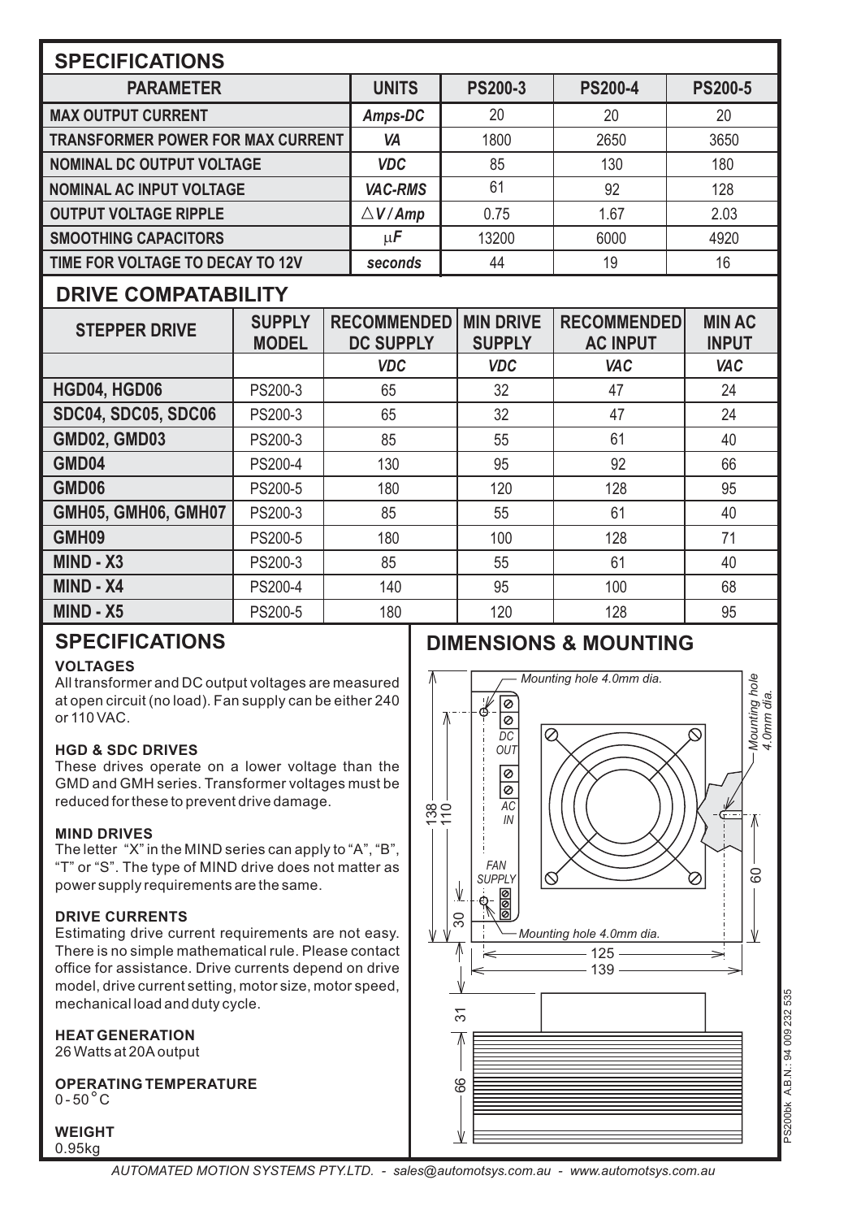## SPECIFICATIONS

| PARAMETER | UNITS | PS200-3 | PS200-4 | PS200-5 |
|---|---|---|---|---|
| MAX OUTPUT CURRENT | *Amps-DC* | 20 | 20 | 20 |
| TRANSFORMER POWER FOR MAX CURRENT | *VA* | 1800 | 2650 | 3650 |
| NOMINAL DC OUTPUT VOLTAGE | *VDC* | 85 | 130 | 180 |
| NOMINAL AC INPUT VOLTAGE | *VAC-RMS* | 61 | 92 | 128 |
| OUTPUT VOLTAGE RIPPLE | $\triangle$*V / Amp* | 0.75 | 1.67 | 2.03 |
| SMOOTHING CAPACITORS | $\mu$*F* | 13200 | 6000 | 4920 |
| TIME FOR VOLTAGE TO DECAY TO 12V | *seconds* | 44 | 19 | 16 |

## DRIVE COMPATABILITY

| STEPPER DRIVE | SUPPLY MODEL | RECOMMENDED DC SUPPLY | MIN DRIVE SUPPLY | RECOMMENDED AC INPUT | MIN AC INPUT |
|---|---|---|---|---|---|
| | | *VDC* | *VDC* | *VAC* | *VAC* |
| **HGD04, HGD06** | PS200-3 | 65 | 32 | 47 | 24 |
| **SDC04, SDC05, SDC06** | PS200-3 | 65 | 32 | 47 | 24 |
| **GMD02, GMD03** | PS200-3 | 85 | 55 | 61 | 40 |
| **GMD04** | PS200-4 | 130 | 95 | 92 | 66 |
| **GMD06** | PS200-5 | 180 | 120 | 128 | 95 |
| **GMH05, GMH06, GMH07** | PS200-3 | 85 | 55 | 61 | 40 |
| **GMH09** | PS200-5 | 180 | 100 | 128 | 71 |
| **MIND - X3** | PS200-3 | 85 | 55 | 61 | 40 |
| **MIND - X4** | PS200-4 | 140 | 95 | 100 | 68 |
| **MIND - X5** | PS200-5 | 180 | 120 | 128 | 95 |

## SPECIFICATIONS

### VOLTAGES

All transformer and DC output voltages are measured at open circuit (no load). Fan supply can be either 240 or 110 VAC.

### HGD & SDC DRIVES

These drives operate on a lower voltage than the GMD and GMH series. Transformer voltages must be reduced for these to prevent drive damage.

### MIND DRIVES

The letter "X" in the MIND series can apply to "A", "B", "T" or "S". The type of MIND drive does not matter as power supply requirements are the same.

### DRIVE CURRENTS

Estimating drive current requirements are not easy. There is no simple mathematical rule. Please contact office for assistance. Drive currents depend on drive model, drive current setting, motor size, motor speed, mechanical load and duty cycle.

### HEAT GENERATION

26 Watts at 20A output

### OPERATING TEMPERATURE

0 - 50°C

### WEIGHT

0.95kg

## DIMENSIONS & MOUNTING

Mounting hole 4.0mm dia.

Mounting hole 4.0mm dia.

DC OUT

AC IN

FAN SUPPLY

Mounting hole 4.0mm dia.

138

110

30

60

125

139

31

66

PS200bk A.B.N.: 94 009 232 535

AUTOMATED MOTION SYSTEMS PTY.LTD. - sales@automotsys.com.au - www.automotsys.com.au